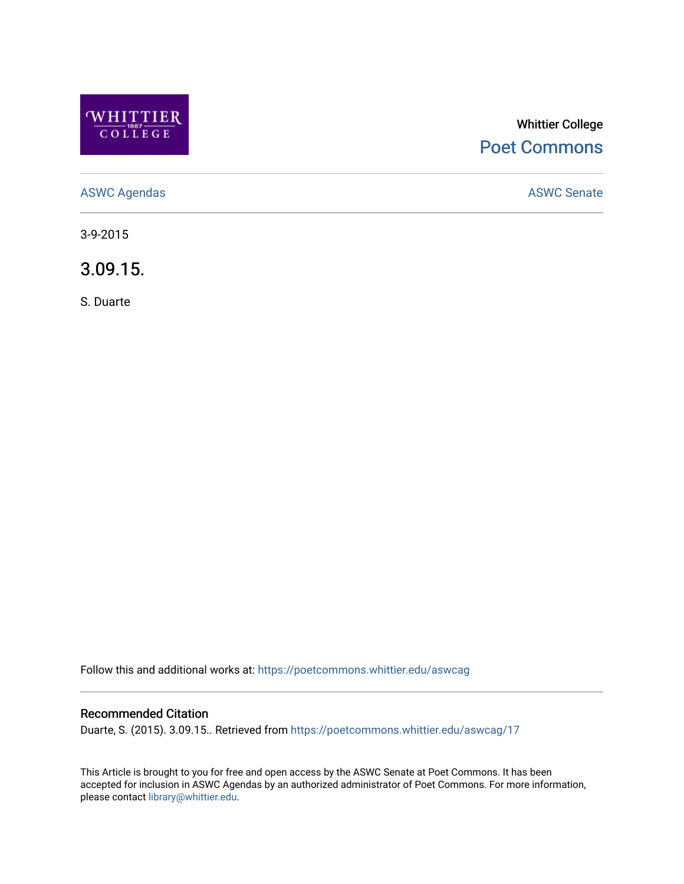Whittier College

Poet Commons

ASWC Agendas

ASWC Senate

3-9-2015

# 3.09.15.

S. Duarte

Follow this and additional works at: https://poetcommons.whittier.edu/aswcag

## Recommended Citation

Duarte, S. (2015). 3.09.15.. Retrieved from https://poetcommons.whittier.edu/aswcag/17

This Article is brought to you for free and open access by the ASWC Senate at Poet Commons. It has been accepted for inclusion in ASWC Agendas by an authorized administrator of Poet Commons. For more information, please contact library@whittier.edu.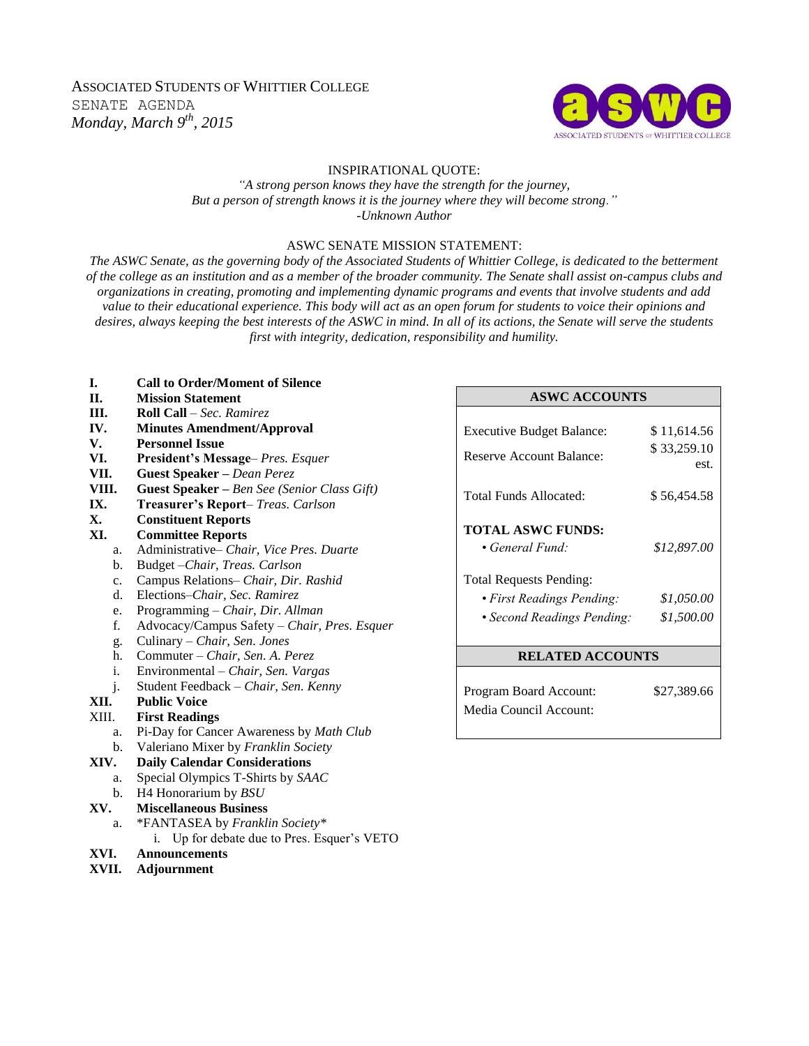ASSOCIATED STUDENTS OF WHITTIER COLLEGE
SENATE AGENDA
*Monday, March 9th, 2015*

INSPIRATIONAL QUOTE:
*"A strong person knows they have the strength for the journey,
But a person of strength knows it is the journey where they will become strong."
-Unknown Author*

ASWC SENATE MISSION STATEMENT:
*The ASWC Senate, as the governing body of the Associated Students of Whittier College, is dedicated to the betterment of the college as an institution and as a member of the broader community. The Senate shall assist on-campus clubs and organizations in creating, promoting and implementing dynamic programs and events that involve students and add value to their educational experience. This body will act as an open forum for students to voice their opinions and desires, always keeping the best interests of the ASWC in mind. In all of its actions, the Senate will serve the students first with integrity, dedication, responsibility and humility.*

- **I. Call to Order/Moment of Silence**
- **II. Mission Statement**
- **III. Roll Call** – *Sec. Ramirez*
- **IV. Minutes Amendment/Approval**
- **V. Personnel Issue**
- **VI. President's Message**– *Pres. Esquer*
- **VII. Guest Speaker –** *Dean Perez*
- **VIII. Guest Speaker –** *Ben See (Senior Class Gift)*
- **IX. Treasurer's Report**– *Treas. Carlson*
- **X. Constituent Reports**
- **XI. Committee Reports**
  - a. Administrative– *Chair, Vice Pres. Duarte*
  - b. Budget –*Chair, Treas. Carlson*
  - c. Campus Relations– *Chair, Dir. Rashid*
  - d. Elections–*Chair, Sec. Ramirez*
  - e. Programming – *Chair, Dir. Allman*
  - f. Advocacy/Campus Safety – *Chair, Pres. Esquer*
  - g. Culinary – *Chair, Sen. Jones*
  - h. Commuter – *Chair, Sen. A. Perez*
  - i. Environmental – *Chair, Sen. Vargas*
  - j. Student Feedback – *Chair, Sen. Kenny*
- **XII. Public Voice**
- **XIII. First Readings**
  - a. Pi-Day for Cancer Awareness by *Math Club*
  - b. Valeriano Mixer by *Franklin Society*
- **XIV. Daily Calendar Considerations**
  - a. Special Olympics T-Shirts by *SAAC*
  - b. H4 Honorarium by *BSU*
- **XV. Miscellaneous Business**
  - a. *FANTASEA by *Franklin Society**
    - i. Up for debate due to Pres. Esquer's VETO
- **XVI. Announcements**
- **XVII. Adjournment**

| ASWC ACCOUNTS | |
|---|---|
| Executive Budget Balance: | $ 11,614.56 |
| Reserve Account Balance: | $ 33,259.10 est. |
| Total Funds Allocated: | $ 56,454.58 |
| **TOTAL ASWC FUNDS:** | |
| • *General Fund:* | *$12,897.00* |
| Total Requests Pending: | |
| • *First Readings Pending:* | *$1,050.00* |
| • *Second Readings Pending:* | *$1,500.00* |
| **RELATED ACCOUNTS** | |
| Program Board Account: | $27,389.66 |
| Media Council Account: | |